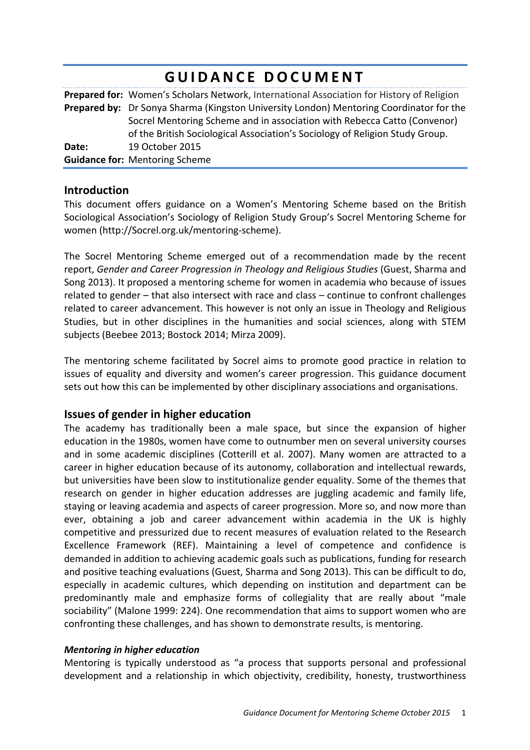# GUIDANCE DOCUMENT

**Prepared for:** Women's Scholars Network, International Association for History of Religion
**Prepared by:** Dr Sonya Sharma (Kingston University London) Mentoring Coordinator for the Socrel Mentoring Scheme and in association with Rebecca Catto (Convenor) of the British Sociological Association's Sociology of Religion Study Group.
**Date:** 19 October 2015
**Guidance for:** Mentoring Scheme

## Introduction

This document offers guidance on a Women's Mentoring Scheme based on the British Sociological Association's Sociology of Religion Study Group's Socrel Mentoring Scheme for women (http://Socrel.org.uk/mentoring-scheme).

The Socrel Mentoring Scheme emerged out of a recommendation made by the recent report, *Gender and Career Progression in Theology and Religious Studies* (Guest, Sharma and Song 2013). It proposed a mentoring scheme for women in academia who because of issues related to gender – that also intersect with race and class – continue to confront challenges related to career advancement. This however is not only an issue in Theology and Religious Studies, but in other disciplines in the humanities and social sciences, along with STEM subjects (Beebee 2013; Bostock 2014; Mirza 2009).

The mentoring scheme facilitated by Socrel aims to promote good practice in relation to issues of equality and diversity and women's career progression. This guidance document sets out how this can be implemented by other disciplinary associations and organisations.

## Issues of gender in higher education

The academy has traditionally been a male space, but since the expansion of higher education in the 1980s, women have come to outnumber men on several university courses and in some academic disciplines (Cotterill et al. 2007). Many women are attracted to a career in higher education because of its autonomy, collaboration and intellectual rewards, but universities have been slow to institutionalize gender equality. Some of the themes that research on gender in higher education addresses are juggling academic and family life, staying or leaving academia and aspects of career progression. More so, and now more than ever, obtaining a job and career advancement within academia in the UK is highly competitive and pressurized due to recent measures of evaluation related to the Research Excellence Framework (REF). Maintaining a level of competence and confidence is demanded in addition to achieving academic goals such as publications, funding for research and positive teaching evaluations (Guest, Sharma and Song 2013). This can be difficult to do, especially in academic cultures, which depending on institution and department can be predominantly male and emphasize forms of collegiality that are really about "male sociability" (Malone 1999: 224). One recommendation that aims to support women who are confronting these challenges, and has shown to demonstrate results, is mentoring.

### *Mentoring in higher education*

Mentoring is typically understood as "a process that supports personal and professional development and a relationship in which objectivity, credibility, honesty, trustworthiness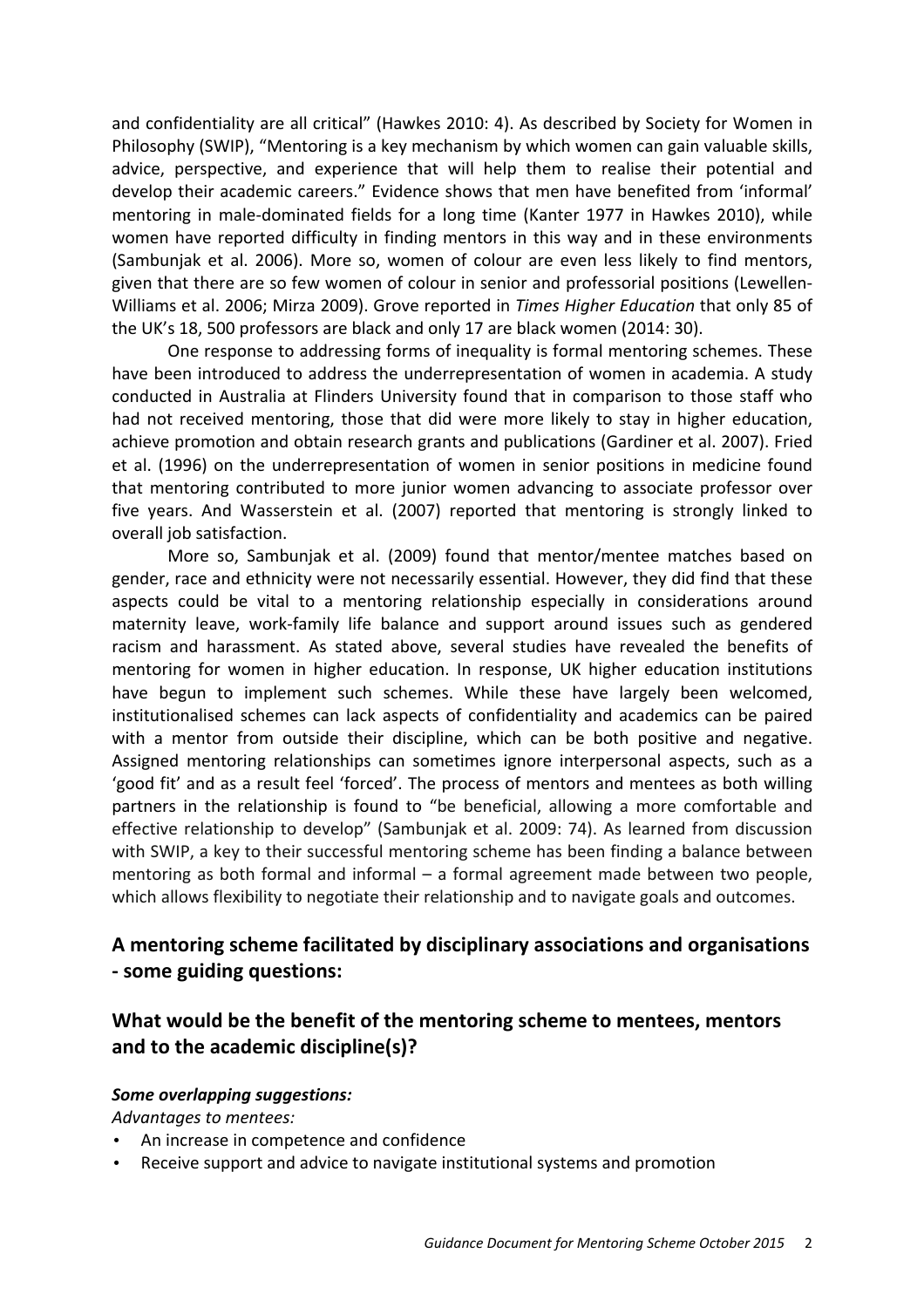and confidentiality are all critical" (Hawkes 2010: 4). As described by Society for Women in Philosophy (SWIP), "Mentoring is a key mechanism by which women can gain valuable skills, advice, perspective, and experience that will help them to realise their potential and develop their academic careers." Evidence shows that men have benefited from 'informal' mentoring in male-dominated fields for a long time (Kanter 1977 in Hawkes 2010), while women have reported difficulty in finding mentors in this way and in these environments (Sambunjak et al. 2006). More so, women of colour are even less likely to find mentors, given that there are so few women of colour in senior and professorial positions (Lewellen-Williams et al. 2006; Mirza 2009). Grove reported in *Times Higher Education* that only 85 of the UK's 18, 500 professors are black and only 17 are black women (2014: 30).

One response to addressing forms of inequality is formal mentoring schemes. These have been introduced to address the underrepresentation of women in academia. A study conducted in Australia at Flinders University found that in comparison to those staff who had not received mentoring, those that did were more likely to stay in higher education, achieve promotion and obtain research grants and publications (Gardiner et al. 2007). Fried et al. (1996) on the underrepresentation of women in senior positions in medicine found that mentoring contributed to more junior women advancing to associate professor over five years. And Wasserstein et al. (2007) reported that mentoring is strongly linked to overall job satisfaction.

More so, Sambunjak et al. (2009) found that mentor/mentee matches based on gender, race and ethnicity were not necessarily essential. However, they did find that these aspects could be vital to a mentoring relationship especially in considerations around maternity leave, work-family life balance and support around issues such as gendered racism and harassment. As stated above, several studies have revealed the benefits of mentoring for women in higher education. In response, UK higher education institutions have begun to implement such schemes. While these have largely been welcomed, institutionalised schemes can lack aspects of confidentiality and academics can be paired with a mentor from outside their discipline, which can be both positive and negative. Assigned mentoring relationships can sometimes ignore interpersonal aspects, such as a 'good fit' and as a result feel 'forced'. The process of mentors and mentees as both willing partners in the relationship is found to "be beneficial, allowing a more comfortable and effective relationship to develop" (Sambunjak et al. 2009: 74). As learned from discussion with SWIP, a key to their successful mentoring scheme has been finding a balance between mentoring as both formal and informal – a formal agreement made between two people, which allows flexibility to negotiate their relationship and to navigate goals and outcomes.

## A mentoring scheme facilitated by disciplinary associations and organisations - some guiding questions:

## What would be the benefit of the mentoring scheme to mentees, mentors and to the academic discipline(s)?

***Some overlapping suggestions:***

*Advantages to mentees:*

- An increase in competence and confidence
- Receive support and advice to navigate institutional systems and promotion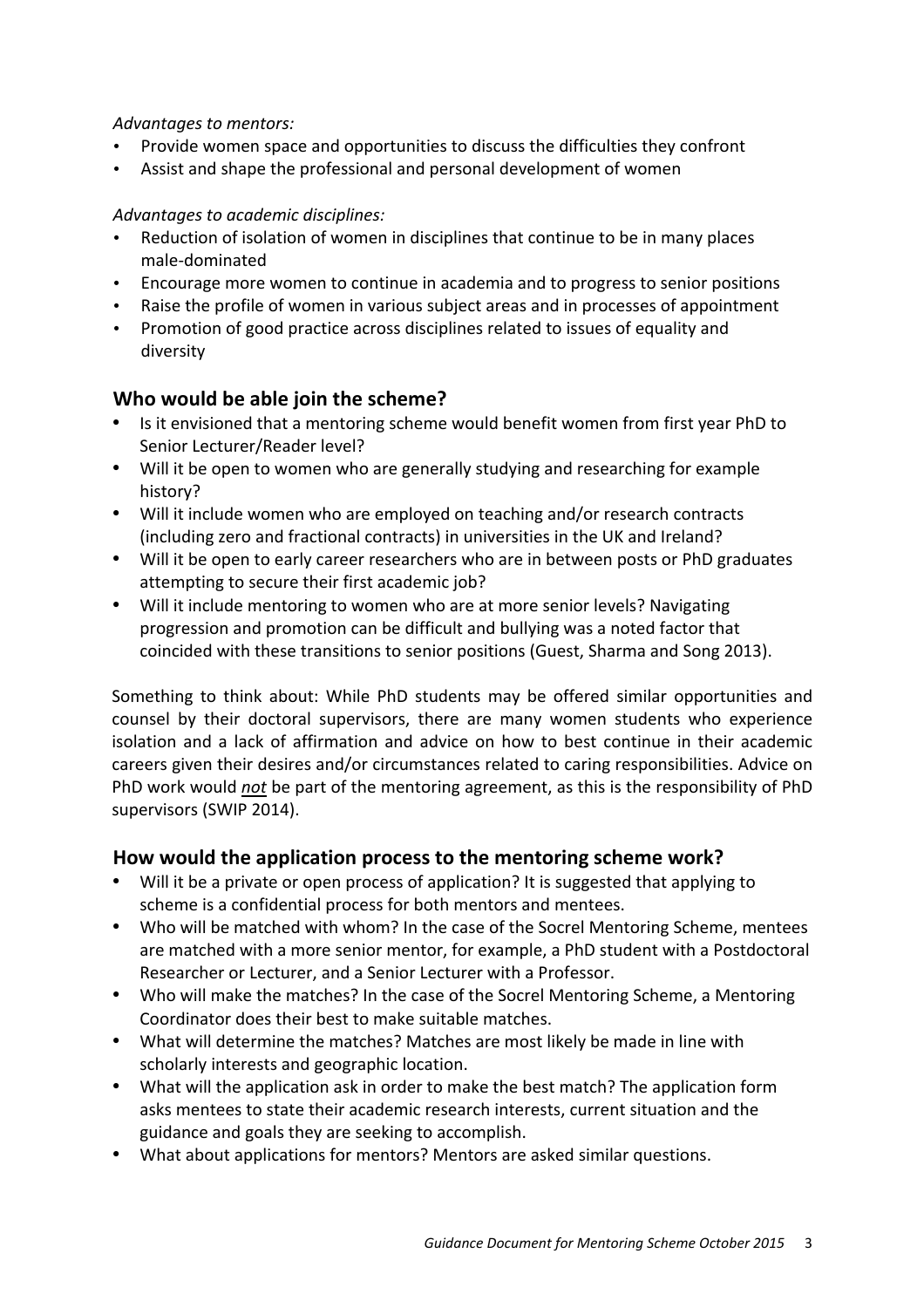*Advantages to mentors:*

- Provide women space and opportunities to discuss the difficulties they confront
- Assist and shape the professional and personal development of women

*Advantages to academic disciplines:*

- Reduction of isolation of women in disciplines that continue to be in many places male-dominated
- Encourage more women to continue in academia and to progress to senior positions
- Raise the profile of women in various subject areas and in processes of appointment
- Promotion of good practice across disciplines related to issues of equality and diversity

## Who would be able join the scheme?

- Is it envisioned that a mentoring scheme would benefit women from first year PhD to Senior Lecturer/Reader level?
- Will it be open to women who are generally studying and researching for example history?
- Will it include women who are employed on teaching and/or research contracts (including zero and fractional contracts) in universities in the UK and Ireland?
- Will it be open to early career researchers who are in between posts or PhD graduates attempting to secure their first academic job?
- Will it include mentoring to women who are at more senior levels? Navigating progression and promotion can be difficult and bullying was a noted factor that coincided with these transitions to senior positions (Guest, Sharma and Song 2013).

Something to think about: While PhD students may be offered similar opportunities and counsel by their doctoral supervisors, there are many women students who experience isolation and a lack of affirmation and advice on how to best continue in their academic careers given their desires and/or circumstances related to caring responsibilities. Advice on PhD work would ***not*** be part of the mentoring agreement, as this is the responsibility of PhD supervisors (SWIP 2014).

## How would the application process to the mentoring scheme work?

- Will it be a private or open process of application? It is suggested that applying to scheme is a confidential process for both mentors and mentees.
- Who will be matched with whom? In the case of the Socrel Mentoring Scheme, mentees are matched with a more senior mentor, for example, a PhD student with a Postdoctoral Researcher or Lecturer, and a Senior Lecturer with a Professor.
- Who will make the matches? In the case of the Socrel Mentoring Scheme, a Mentoring Coordinator does their best to make suitable matches.
- What will determine the matches? Matches are most likely be made in line with scholarly interests and geographic location.
- What will the application ask in order to make the best match? The application form asks mentees to state their academic research interests, current situation and the guidance and goals they are seeking to accomplish.
- What about applications for mentors? Mentors are asked similar questions.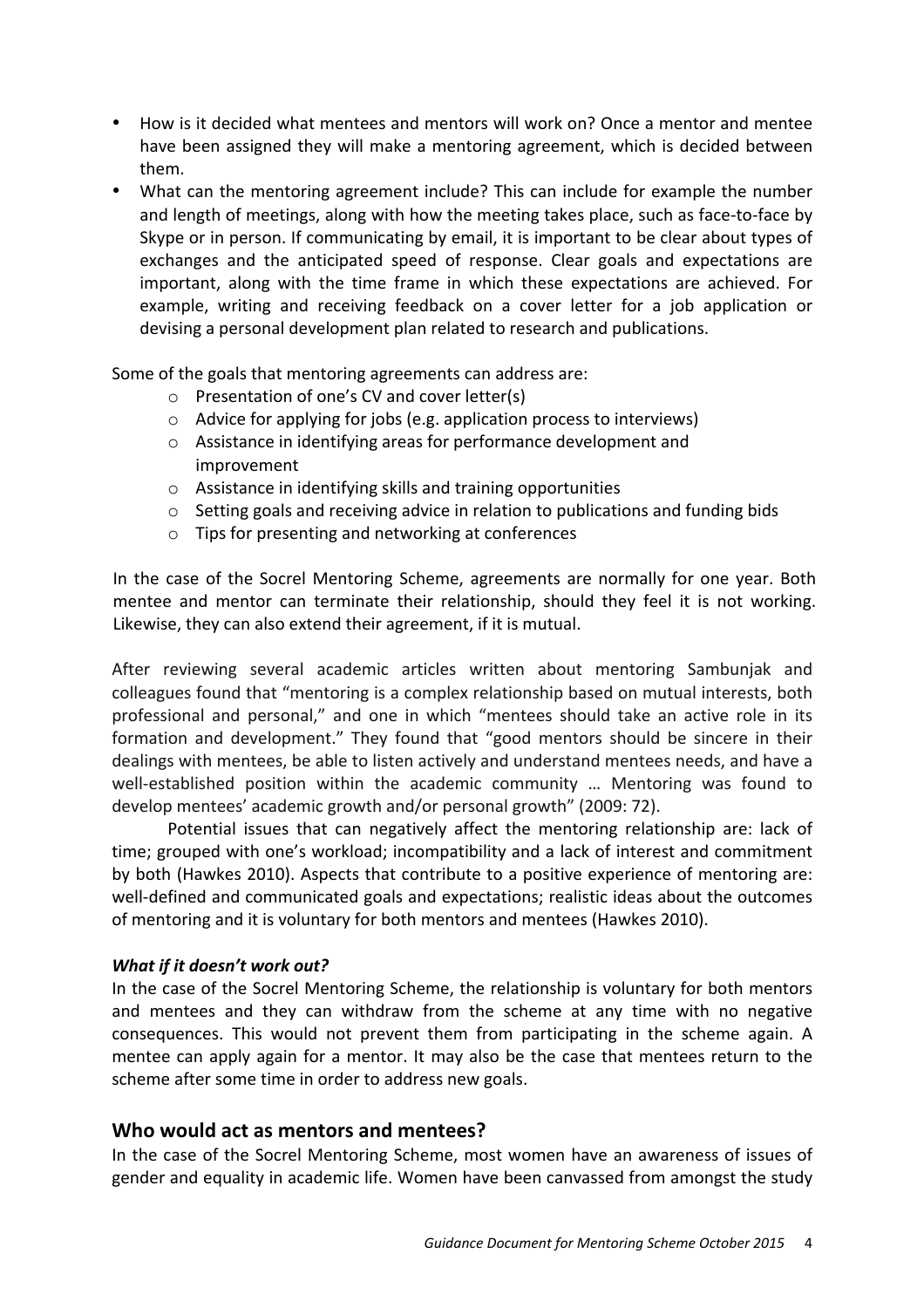- How is it decided what mentees and mentors will work on? Once a mentor and mentee have been assigned they will make a mentoring agreement, which is decided between them.
- What can the mentoring agreement include? This can include for example the number and length of meetings, along with how the meeting takes place, such as face-to-face by Skype or in person. If communicating by email, it is important to be clear about types of exchanges and the anticipated speed of response. Clear goals and expectations are important, along with the time frame in which these expectations are achieved. For example, writing and receiving feedback on a cover letter for a job application or devising a personal development plan related to research and publications.

Some of the goals that mentoring agreements can address are:

- Presentation of one's CV and cover letter(s)
- Advice for applying for jobs (e.g. application process to interviews)
- Assistance in identifying areas for performance development and improvement
- Assistance in identifying skills and training opportunities
- Setting goals and receiving advice in relation to publications and funding bids
- Tips for presenting and networking at conferences

In the case of the Socrel Mentoring Scheme, agreements are normally for one year. Both mentee and mentor can terminate their relationship, should they feel it is not working. Likewise, they can also extend their agreement, if it is mutual.

After reviewing several academic articles written about mentoring Sambunjak and colleagues found that "mentoring is a complex relationship based on mutual interests, both professional and personal," and one in which "mentees should take an active role in its formation and development." They found that "good mentors should be sincere in their dealings with mentees, be able to listen actively and understand mentees needs, and have a well-established position within the academic community … Mentoring was found to develop mentees' academic growth and/or personal growth" (2009: 72).

Potential issues that can negatively affect the mentoring relationship are: lack of time; grouped with one's workload; incompatibility and a lack of interest and commitment by both (Hawkes 2010). Aspects that contribute to a positive experience of mentoring are: well-defined and communicated goals and expectations; realistic ideas about the outcomes of mentoring and it is voluntary for both mentors and mentees (Hawkes 2010).

***What if it doesn't work out?***

In the case of the Socrel Mentoring Scheme, the relationship is voluntary for both mentors and mentees and they can withdraw from the scheme at any time with no negative consequences. This would not prevent them from participating in the scheme again. A mentee can apply again for a mentor. It may also be the case that mentees return to the scheme after some time in order to address new goals.

## Who would act as mentors and mentees?

In the case of the Socrel Mentoring Scheme, most women have an awareness of issues of gender and equality in academic life. Women have been canvassed from amongst the study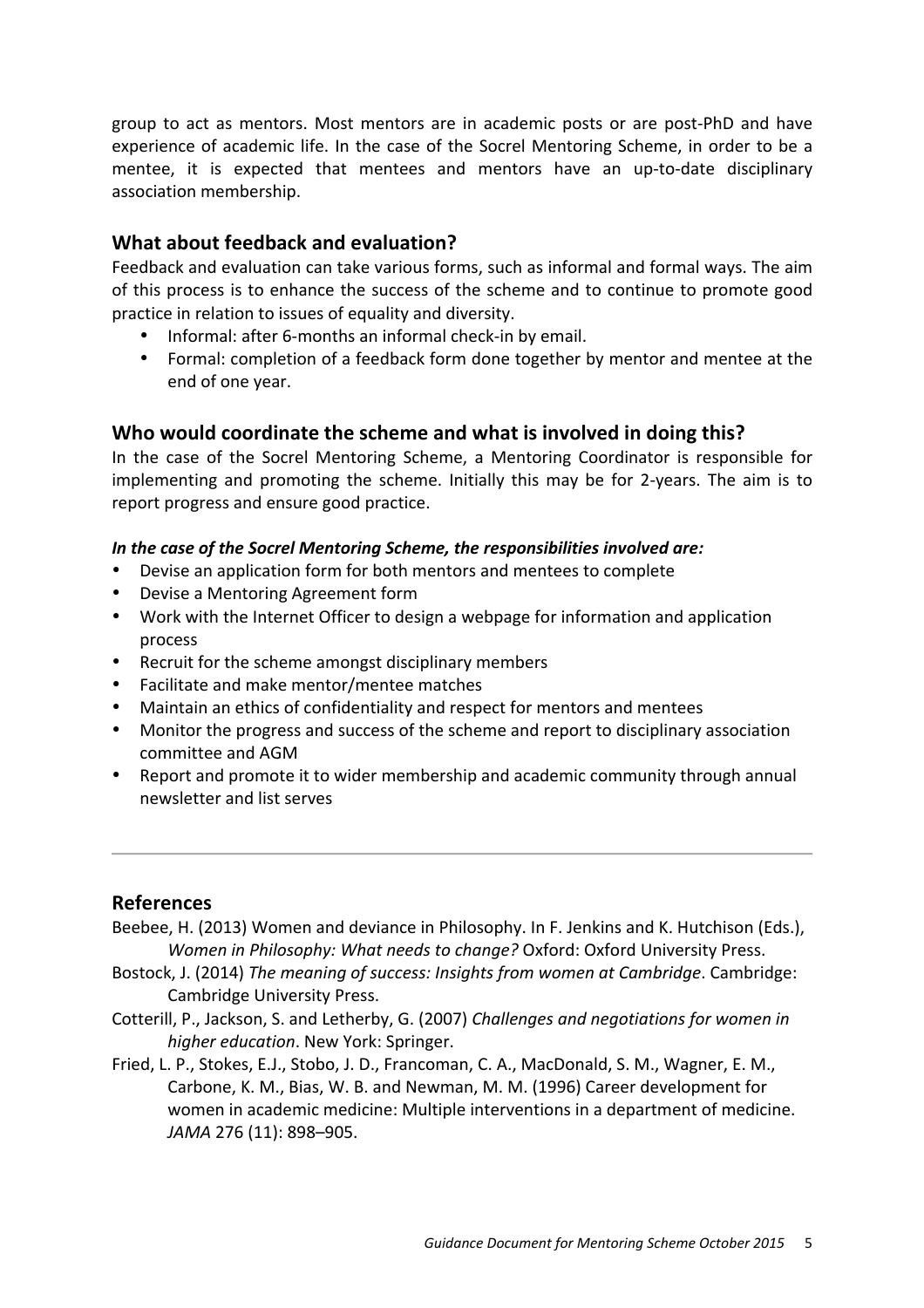group to act as mentors. Most mentors are in academic posts or are post-PhD and have experience of academic life. In the case of the Socrel Mentoring Scheme, in order to be a mentee, it is expected that mentees and mentors have an up-to-date disciplinary association membership.

## What about feedback and evaluation?

Feedback and evaluation can take various forms, such as informal and formal ways. The aim of this process is to enhance the success of the scheme and to continue to promote good practice in relation to issues of equality and diversity.

- Informal: after 6-months an informal check-in by email.
- Formal: completion of a feedback form done together by mentor and mentee at the end of one year.

## Who would coordinate the scheme and what is involved in doing this?

In the case of the Socrel Mentoring Scheme, a Mentoring Coordinator is responsible for implementing and promoting the scheme. Initially this may be for 2-years. The aim is to report progress and ensure good practice.

***In the case of the Socrel Mentoring Scheme, the responsibilities involved are:***

- Devise an application form for both mentors and mentees to complete
- Devise a Mentoring Agreement form
- Work with the Internet Officer to design a webpage for information and application process
- Recruit for the scheme amongst disciplinary members
- Facilitate and make mentor/mentee matches
- Maintain an ethics of confidentiality and respect for mentors and mentees
- Monitor the progress and success of the scheme and report to disciplinary association committee and AGM
- Report and promote it to wider membership and academic community through annual newsletter and list serves

---

## References

Beebee, H. (2013) Women and deviance in Philosophy. In F. Jenkins and K. Hutchison (Eds.), *Women in Philosophy: What needs to change?* Oxford: Oxford University Press.

Bostock, J. (2014) *The meaning of success: Insights from women at Cambridge*. Cambridge: Cambridge University Press.

Cotterill, P., Jackson, S. and Letherby, G. (2007) *Challenges and negotiations for women in higher education*. New York: Springer.

Fried, L. P., Stokes, E.J., Stobo, J. D., Francoman, C. A., MacDonald, S. M., Wagner, E. M., Carbone, K. M., Bias, W. B. and Newman, M. M. (1996) Career development for women in academic medicine: Multiple interventions in a department of medicine. *JAMA* 276 (11): 898–905.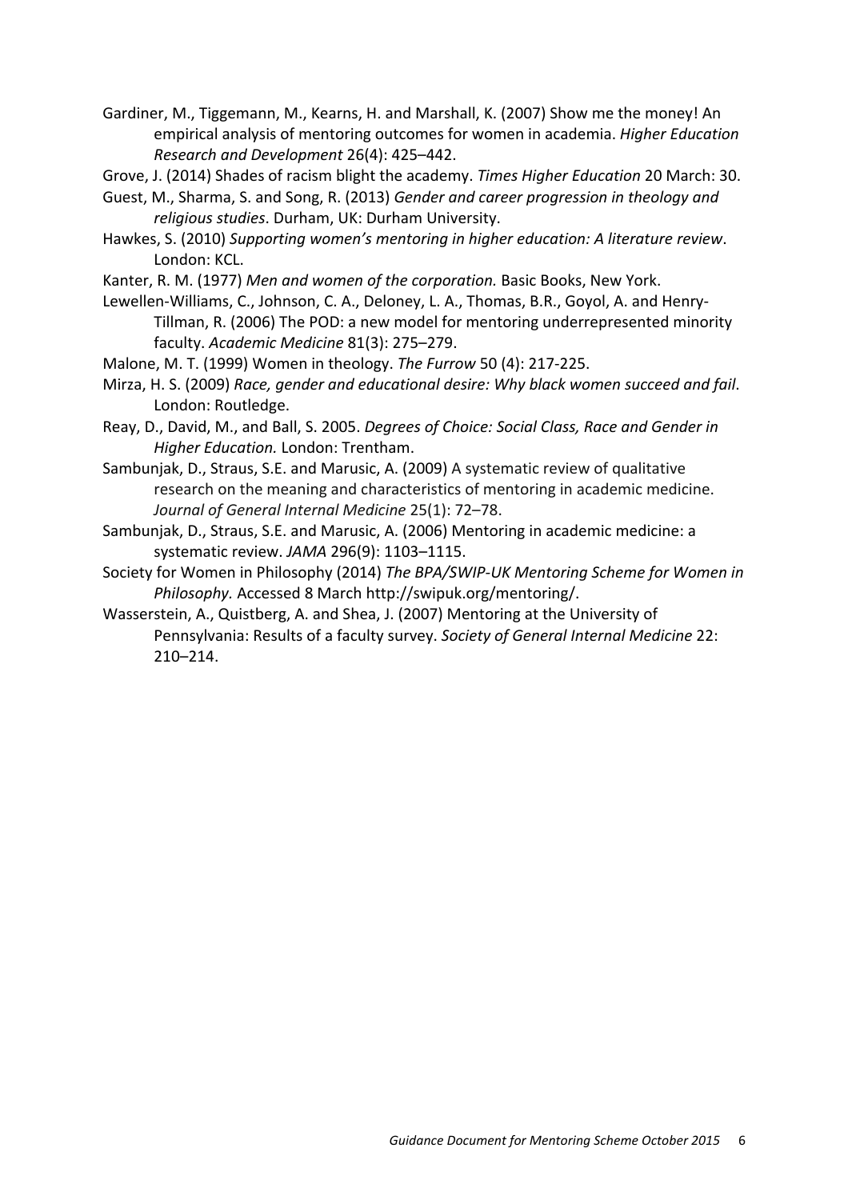Gardiner, M., Tiggemann, M., Kearns, H. and Marshall, K. (2007) Show me the money! An empirical analysis of mentoring outcomes for women in academia. *Higher Education Research and Development* 26(4): 425–442.

Grove, J. (2014) Shades of racism blight the academy. *Times Higher Education* 20 March: 30.

Guest, M., Sharma, S. and Song, R. (2013) *Gender and career progression in theology and religious studies*. Durham, UK: Durham University.

Hawkes, S. (2010) *Supporting women's mentoring in higher education: A literature review*. London: KCL.

Kanter, R. M. (1977) *Men and women of the corporation.* Basic Books, New York.

Lewellen-Williams, C., Johnson, C. A., Deloney, L. A., Thomas, B.R., Goyol, A. and Henry-Tillman, R. (2006) The POD: a new model for mentoring underrepresented minority faculty. *Academic Medicine* 81(3): 275–279.

Malone, M. T. (1999) Women in theology. *The Furrow* 50 (4): 217-225.

Mirza, H. S. (2009) *Race, gender and educational desire: Why black women succeed and fail*. London: Routledge.

Reay, D., David, M., and Ball, S. 2005. *Degrees of Choice: Social Class, Race and Gender in Higher Education.* London: Trentham.

Sambunjak, D., Straus, S.E. and Marusic, A. (2009) A systematic review of qualitative research on the meaning and characteristics of mentoring in academic medicine. *Journal of General Internal Medicine* 25(1): 72–78.

Sambunjak, D., Straus, S.E. and Marusic, A. (2006) Mentoring in academic medicine: a systematic review. *JAMA* 296(9): 1103–1115.

Society for Women in Philosophy (2014) *The BPA/SWIP-UK Mentoring Scheme for Women in Philosophy.* Accessed 8 March http://swipuk.org/mentoring/.

Wasserstein, A., Quistberg, A. and Shea, J. (2007) Mentoring at the University of Pennsylvania: Results of a faculty survey. *Society of General Internal Medicine* 22: 210–214.